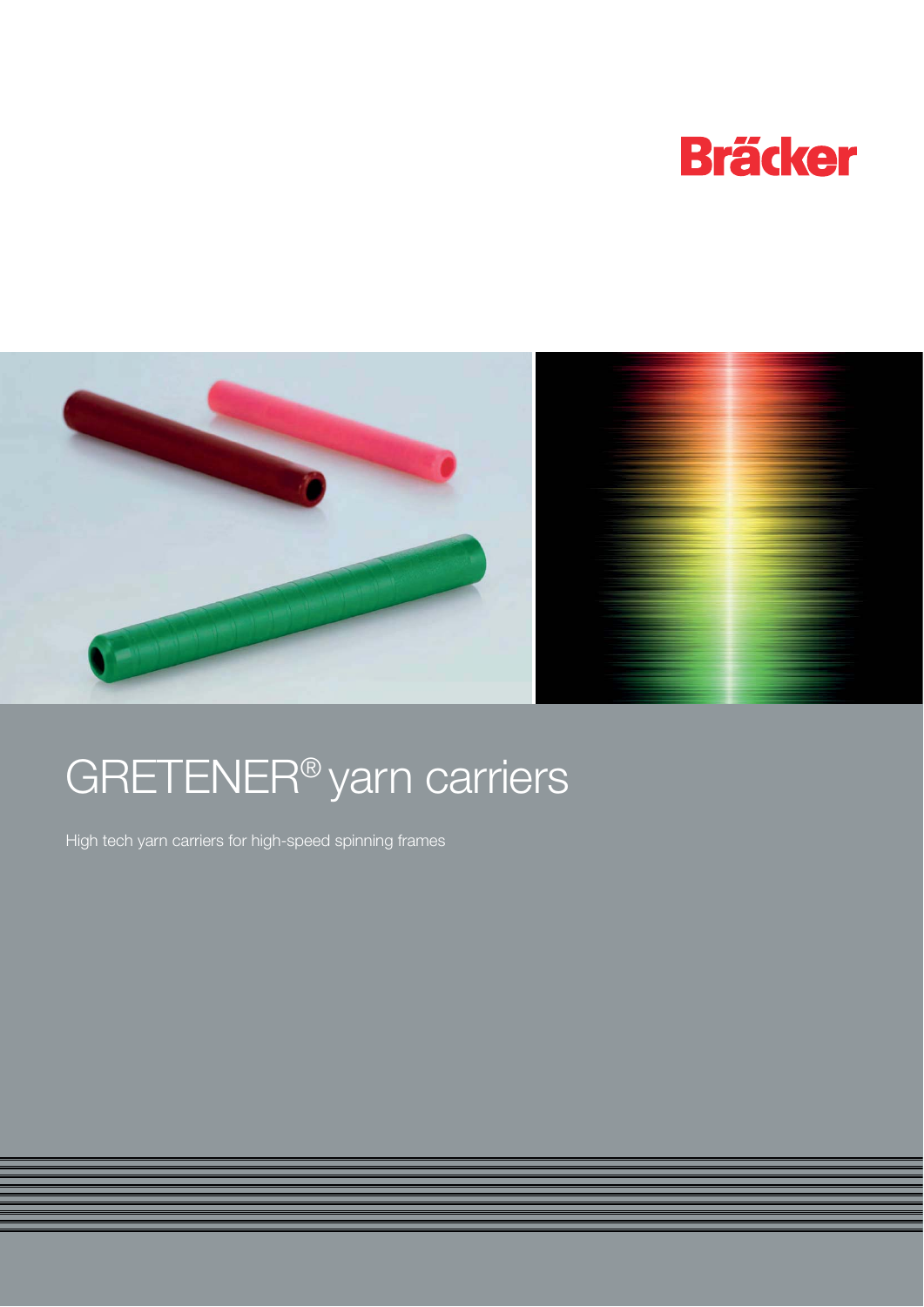Bräcker

# GRETENER® yarn carriers

High tech yarn carriers for high-speed spinning frames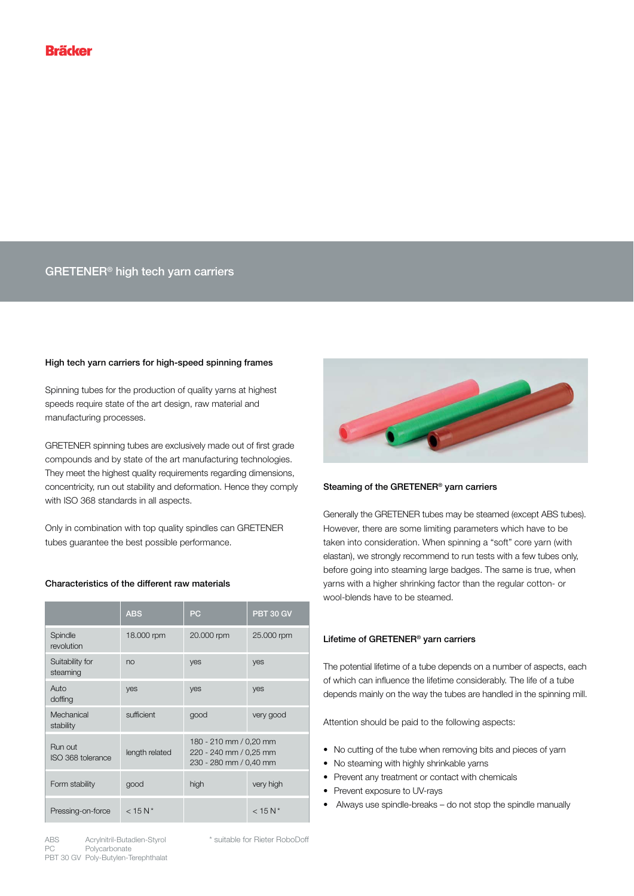## GRETENER® high tech yarn carriers

### High tech yarn carriers for high-speed spinning frames

Spinning tubes for the production of quality yarns at highest speeds require state of the art design, raw material and manufacturing processes.

GRETENER spinning tubes are exclusively made out of first grade compounds and by state of the art manufacturing technologies. They meet the highest quality requirements regarding dimensions, concentricity, run out stability and deformation. Hence they comply with ISO 368 standards in all aspects.

Only in combination with top quality spindles can GRETENER tubes guarantee the best possible performance.

### Characteristics of the different raw materials

| | ABS | PC | PBT 30 GV |
|---|---|---|---|
| Spindle revolution | 18.000 rpm | 20.000 rpm | 25.000 rpm |
| Suitability for steaming | no | yes | yes |
| Auto doffing | yes | yes | yes |
| Mechanical stability | sufficient | good | very good |
| Run out ISO 368 tolerance | length related | 180 - 210 mm / 0,20 mm<br>220 - 240 mm / 0,25 mm<br>230 - 280 mm / 0,40 mm | |
| Form stability | good | high | very high |
| Pressing-on-force | < 15 N * | | < 15 N * |

ABS Acrylnitril-Butadien-Styrol
PC Polycarbonate
PBT 30 GV Poly-Butylen-Terephthalat

* suitable for Rieter RoboDoff

### Steaming of the GRETENER® yarn carriers

Generally the GRETENER tubes may be steamed (except ABS tubes). However, there are some limiting parameters which have to be taken into consideration. When spinning a "soft" core yarn (with elastan), we strongly recommend to run tests with a few tubes only, before going into steaming large badges. The same is true, when yarns with a higher shrinking factor than the regular cotton- or wool-blends have to be steamed.

### Lifetime of GRETENER® yarn carriers

The potential lifetime of a tube depends on a number of aspects, each of which can influence the lifetime considerably. The life of a tube depends mainly on the way the tubes are handled in the spinning mill.

Attention should be paid to the following aspects:

- No cutting of the tube when removing bits and pieces of yarn
- No steaming with highly shrinkable yarns
- Prevent any treatment or contact with chemicals
- Prevent exposure to UV-rays
- Always use spindle-breaks – do not stop the spindle manually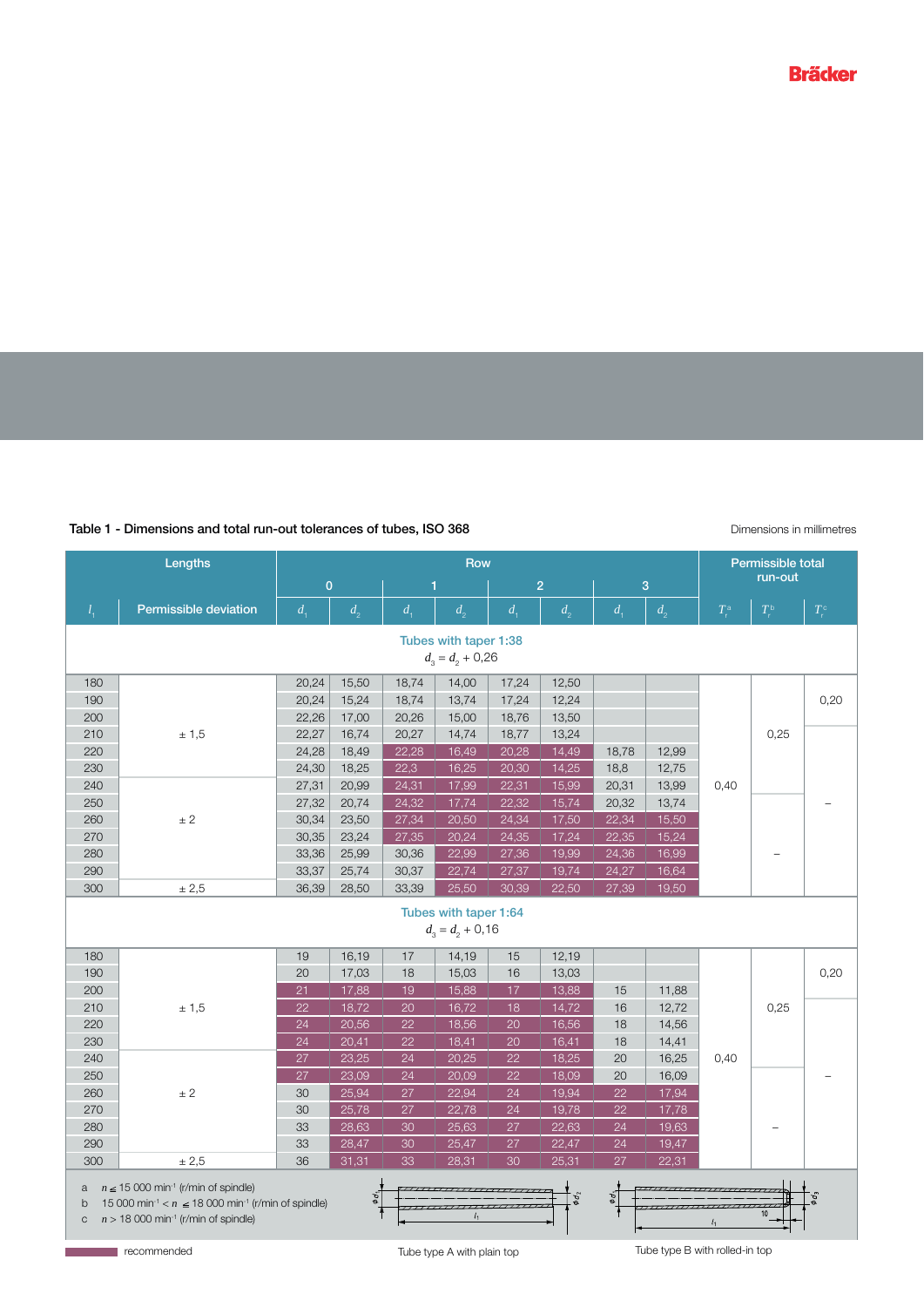Table 1 - Dimensions and total run-out tolerances of tubes, ISO 368

Dimensions in millimetres

| Lengths | | Row | | | | | | | | Permissible total run-out | | |
|---|---|---|---|---|---|---|---|---|---|---|---|---|
| | | 0 | | 1 | | 2 | | 3 | | | | |
| $l_1$ | Permissible deviation | $d_1$ | $d_2$ | $d_1$ | $d_2$ | $d_1$ | $d_2$ | $d_1$ | $d_2$ | $T_r^a$ | $T_r^b$ | $T_r^c$ |
| **Tubes with taper 1:38** $d_3 = d_2 + 0{,}26$ | | | | | | | | | | | | |
| 180 | ± 1,5 | 20,24 | 15,50 | 18,74 | 14,00 | 17,24 | 12,50 | | | 0,40 | 0,25 | 0,20 |
| 190 | | 20,24 | 15,24 | 18,74 | 13,74 | 17,24 | 12,24 | | | | | |
| 200 | | 22,26 | 17,00 | 20,26 | 15,00 | 18,76 | 13,50 | | | | | |
| 210 | | 22,27 | 16,74 | 20,27 | 14,74 | 18,77 | 13,24 | | | | | – |
| 220 | | 24,28 | 18,49 | 22,28 | 16,49 | 20,28 | 14,49 | 18,78 | 12,99 | | | |
| 230 | | 24,30 | 18,25 | 22,3 | 16,25 | 20,30 | 14,25 | 18,8 | 12,75 | | | |
| 240 | ± 2 | 27,31 | 20,99 | 24,31 | 17,99 | 22,31 | 15,99 | 20,31 | 13,99 | | | |
| 250 | | 27,32 | 20,74 | 24,32 | 17,74 | 22,32 | 15,74 | 20,32 | 13,74 | | – | |
| 260 | | 30,34 | 23,50 | 27,34 | 20,50 | 24,34 | 17,50 | 22,34 | 15,50 | | | |
| 270 | | 30,35 | 23,24 | 27,35 | 20,24 | 24,35 | 17,24 | 22,35 | 15,24 | | | |
| 280 | | 33,36 | 25,99 | 30,36 | 22,99 | 27,36 | 19,99 | 24,36 | 16,99 | | | |
| 290 | | 33,37 | 25,74 | 30,37 | 22,74 | 27,37 | 19,74 | 24,27 | 16,64 | | | |
| 300 | ± 2,5 | 36,39 | 28,50 | 33,39 | 25,50 | 30,39 | 22,50 | 27,39 | 19,50 | | | |
| **Tubes with taper 1:64** $d_3 = d_2 + 0{,}16$ | | | | | | | | | | | | |
| 180 | ± 1,5 | 19 | 16,19 | 17 | 14,19 | 15 | 12,19 | | | 0,40 | 0,25 | 0,20 |
| 190 | | 20 | 17,03 | 18 | 15,03 | 16 | 13,03 | | | | | |
| 200 | | 21 | 17,88 | 19 | 15,88 | 17 | 13,88 | 15 | 11,88 | | | |
| 210 | | 22 | 18,72 | 20 | 16,72 | 18 | 14,72 | 16 | 12,72 | | | – |
| 220 | | 24 | 20,56 | 22 | 18,56 | 20 | 16,56 | 18 | 14,56 | | | |
| 230 | | 24 | 20,41 | 22 | 18,41 | 20 | 16,41 | 18 | 14,41 | | | |
| 240 | ± 2 | 27 | 23,25 | 24 | 20,25 | 22 | 18,25 | 20 | 16,25 | | | |
| 250 | | 27 | 23,09 | 24 | 20,09 | 22 | 18,09 | 20 | 16,09 | | – | |
| 260 | | 30 | 25,94 | 27 | 22,94 | 24 | 19,94 | 22 | 17,94 | | | |
| 270 | | 30 | 25,78 | 27 | 22,78 | 24 | 19,78 | 22 | 17,78 | | | |
| 280 | | 33 | 28,63 | 30 | 25,63 | 27 | 22,63 | 24 | 19,63 | | | |
| 290 | | 33 | 28,47 | 30 | 25,47 | 27 | 22,47 | 24 | 19,47 | | | |
| 300 | ± 2,5 | 36 | 31,31 | 33 | 28,31 | 30 | 25,31 | 27 | 22,31 | | | |

a $n \leq 15\,000$ min$^{-1}$ (r/min of spindle)
b $15\,000$ min$^{-1}$ $< n \leq 18\,000$ min$^{-1}$ (r/min of spindle)
c $n > 18\,000$ min$^{-1}$ (r/min of spindle)

recommended

Tube type A with plain top

Tube type B with rolled-in top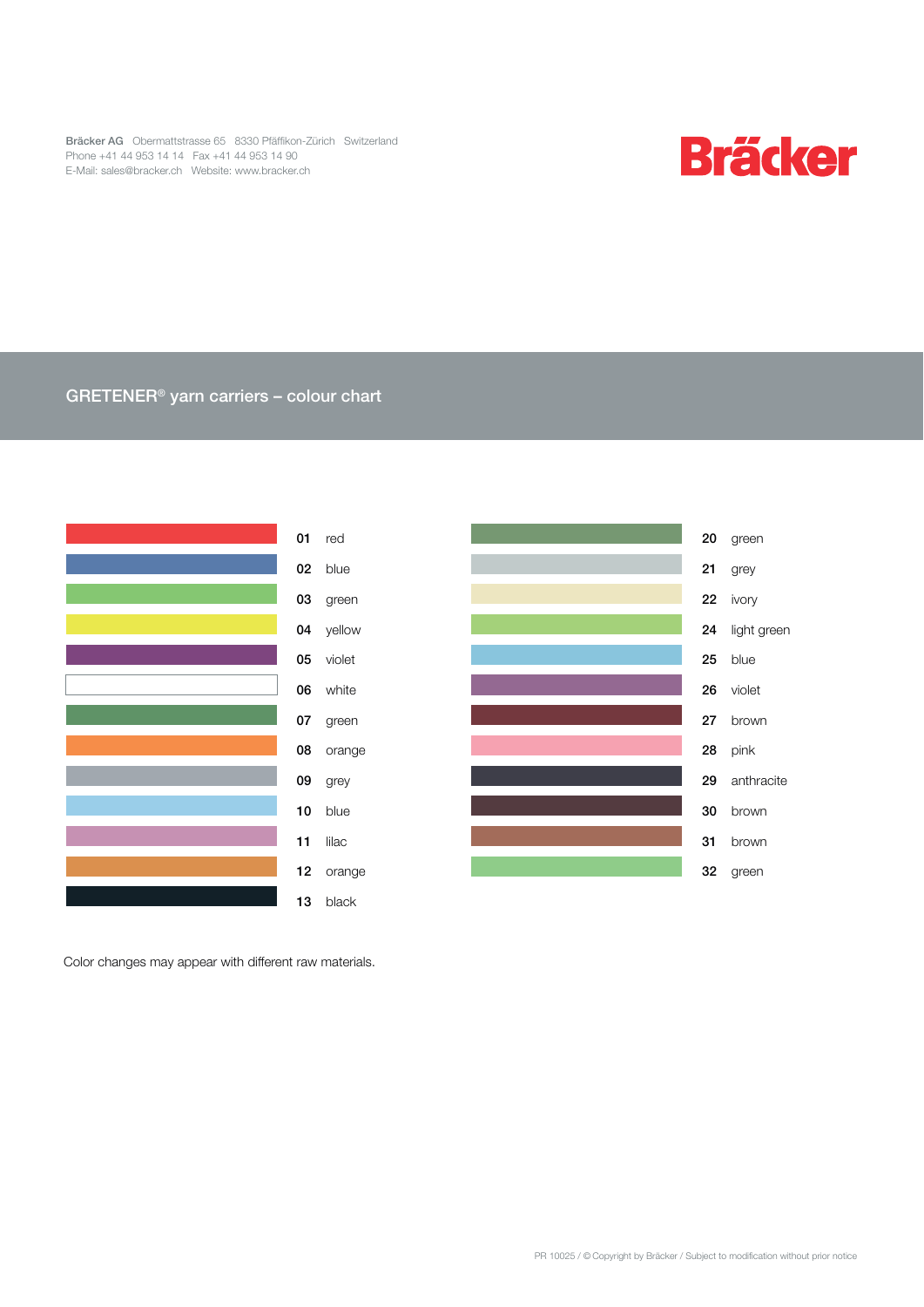**Bräcker AG** Obermattstrasse 65 8330 Pfäffikon-Zürich Switzerland
Phone +41 44 953 14 14 Fax +41 44 953 14 90
E-Mail: sales@bracker.ch Website: www.bracker.ch

Bräcker

## GRETENER® yarn carriers – colour chart

| | |
|---|---|
| **01** | red |
| **02** | blue |
| **03** | green |
| **04** | yellow |
| **05** | violet |
| **06** | white |
| **07** | green |
| **08** | orange |
| **09** | grey |
| **10** | blue |
| **11** | lilac |
| **12** | orange |
| **13** | black |
| **20** | green |
| **21** | grey |
| **22** | ivory |
| **24** | light green |
| **25** | blue |
| **26** | violet |
| **27** | brown |
| **28** | pink |
| **29** | anthracite |
| **30** | brown |
| **31** | brown |
| **32** | green |

Color changes may appear with different raw materials.

PR 10025 / © Copyright by Bräcker / Subject to modification without prior notice